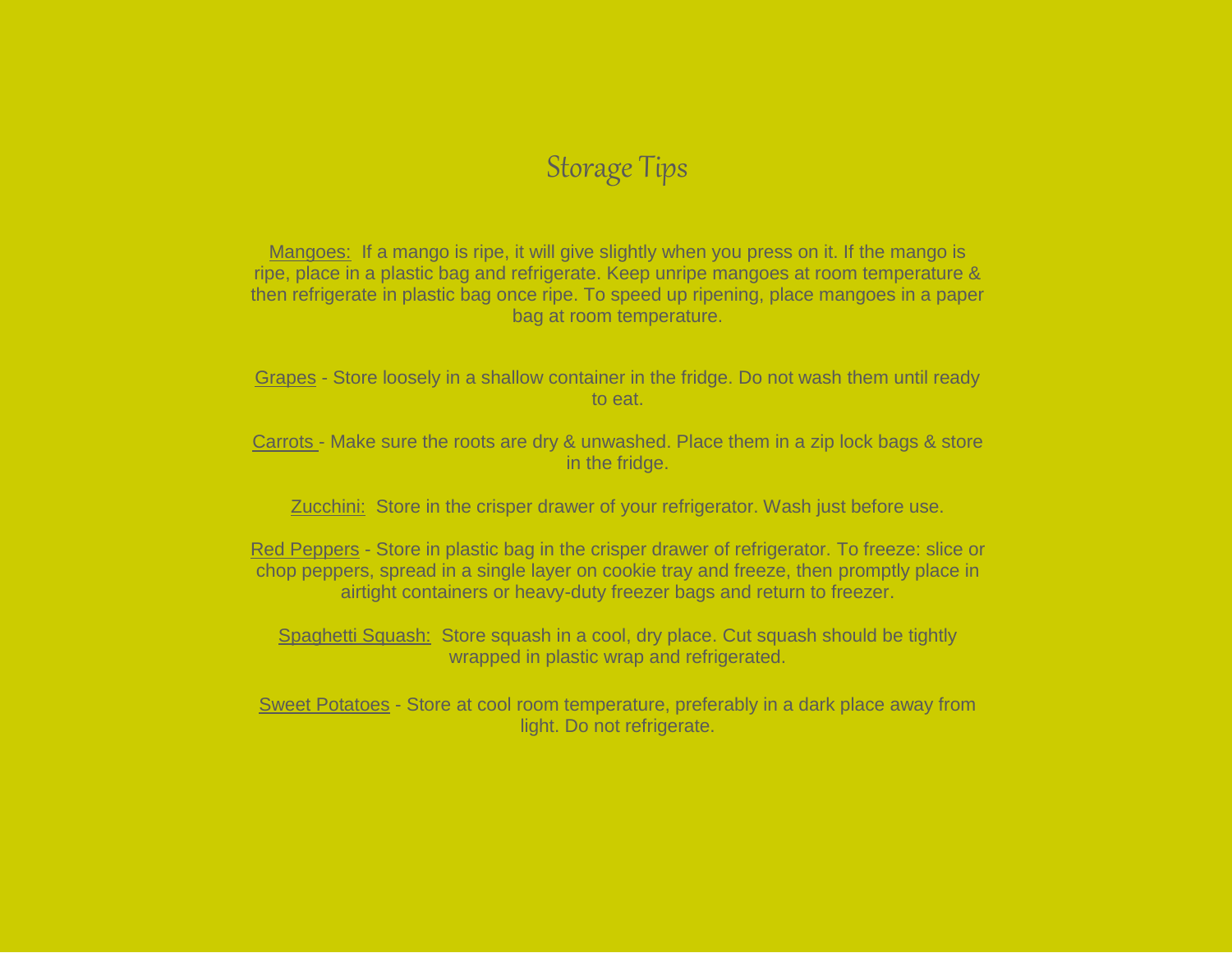# Storage Tips

Mangoes: If a mango is ripe, it will give slightly when you press on it. If the mango is ripe, place in a plastic bag and refrigerate. Keep unripe mangoes at room temperature & then refrigerate in plastic bag once ripe. To speed up ripening, place mangoes in a paper bag at room temperature.

Grapes - Store loosely in a shallow container in the fridge. Do not wash them until ready to eat.

Carrots - Make sure the roots are dry & unwashed. Place them in a zip lock bags & store in the fridge.

Zucchini: Store in the crisper drawer of your refrigerator. Wash just before use.

Red Peppers - Store in plastic bag in the crisper drawer of refrigerator. To freeze: slice or chop peppers, spread in a single layer on cookie tray and freeze, then promptly place in airtight containers or heavy-duty freezer bags and return to freezer.

Spaghetti Squash: Store squash in a cool, dry place. Cut squash should be tightly wrapped in plastic wrap and refrigerated.

Sweet Potatoes - Store at cool room temperature, preferably in a dark place away from light. Do not refrigerate.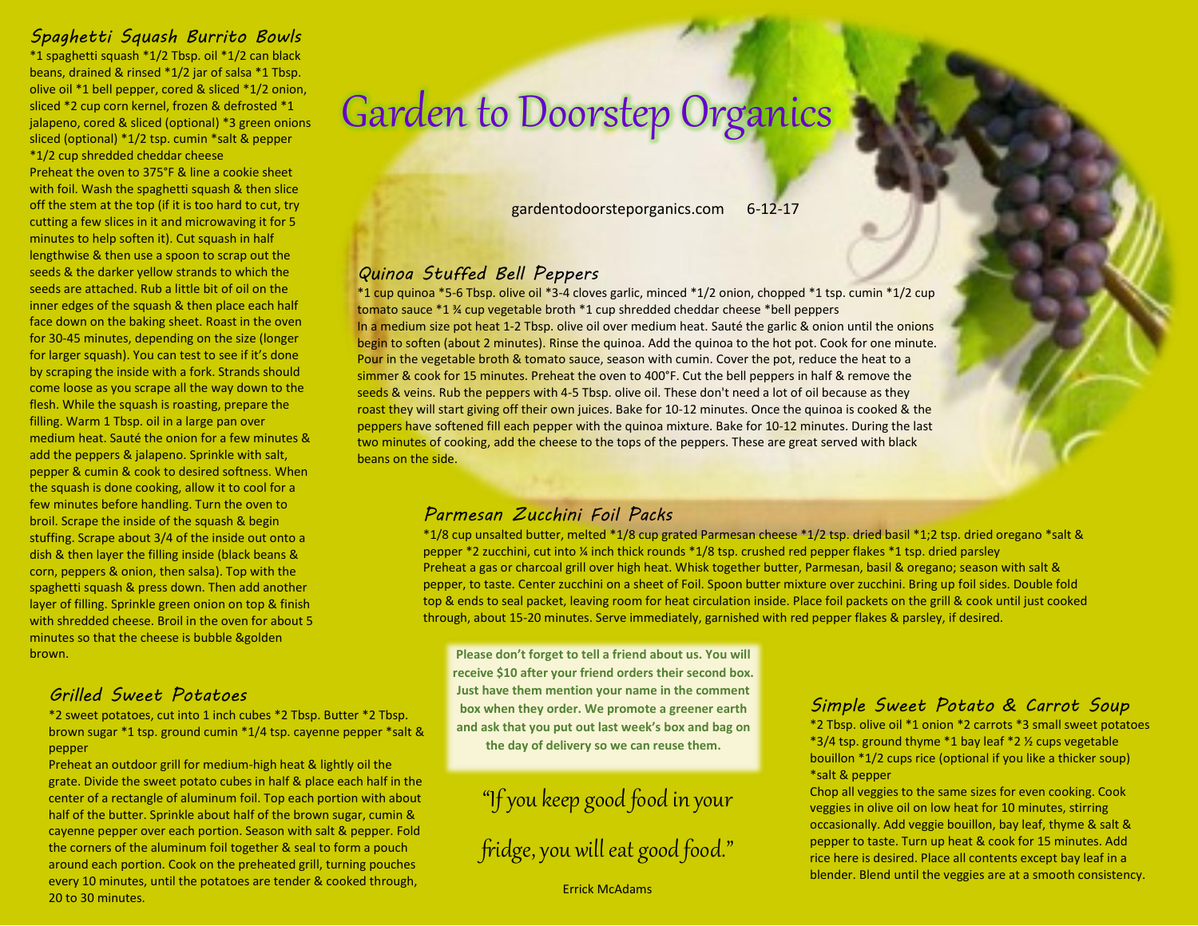# Garden to Doorstep Organics

gardentodoorsteporganics.com 6-12-17

## Spaghetti Squash Burrito Bowls

*1 spaghetti squash *1/2 Tbsp. oil *1/2 can black beans, drained & rinsed *1/2 jar of salsa *1 Tbsp. olive oil *1 bell pepper, cored & sliced *1/2 onion, sliced *2 cup corn kernel, frozen & defrosted *1 jalapeno, cored & sliced (optional) *3 green onions sliced (optional) *1/2 tsp. cumin *salt & pepper *1/2 cup shredded cheddar cheese

Preheat the oven to 375°F & line a cookie sheet with foil. Wash the spaghetti squash & then slice off the stem at the top (if it is too hard to cut, try cutting a few slices in it and microwaving it for 5 minutes to help soften it). Cut squash in half lengthwise & then use a spoon to scrap out the seeds & the darker yellow strands to which the seeds are attached. Rub a little bit of oil on the inner edges of the squash & then place each half face down on the baking sheet. Roast in the oven for 30-45 minutes, depending on the size (longer for larger squash). You can test to see if it's done by scraping the inside with a fork. Strands should come loose as you scrape all the way down to the flesh. While the squash is roasting, prepare the filling. Warm 1 Tbsp. oil in a large pan over medium heat. Sauté the onion for a few minutes & add the peppers & jalapeno. Sprinkle with salt, pepper & cumin & cook to desired softness. When the squash is done cooking, allow it to cool for a few minutes before handling. Turn the oven to broil. Scrape the inside of the squash & begin stuffing. Scrape about 3/4 of the inside out onto a dish & then layer the filling inside (black beans & corn, peppers & onion, then salsa). Top with the spaghetti squash & press down. Then add another layer of filling. Sprinkle green onion on top & finish with shredded cheese. Broil in the oven for about 5 minutes so that the cheese is bubble &golden brown.

## Quinoa Stuffed Bell Peppers

*1 cup quinoa *5-6 Tbsp. olive oil *3-4 cloves garlic, minced *1/2 onion, chopped *1 tsp. cumin *1/2 cup tomato sauce *1 ¾ cup vegetable broth *1 cup shredded cheddar cheese *bell peppers

In a medium size pot heat 1-2 Tbsp. olive oil over medium heat. Sauté the garlic & onion until the onions begin to soften (about 2 minutes). Rinse the quinoa. Add the quinoa to the hot pot. Cook for one minute. Pour in the vegetable broth & tomato sauce, season with cumin. Cover the pot, reduce the heat to a simmer & cook for 15 minutes. Preheat the oven to 400°F. Cut the bell peppers in half & remove the seeds & veins. Rub the peppers with 4-5 Tbsp. olive oil. These don't need a lot of oil because as they roast they will start giving off their own juices. Bake for 10-12 minutes. Once the quinoa is cooked & the peppers have softened fill each pepper with the quinoa mixture. Bake for 10-12 minutes. During the last two minutes of cooking, add the cheese to the tops of the peppers. These are great served with black beans on the side.

## Parmesan Zucchini Foil Packs

*1/8 cup unsalted butter, melted *1/8 cup grated Parmesan cheese *1/2 tsp. dried basil *1;2 tsp. dried oregano *salt & pepper *2 zucchini, cut into ¼ inch thick rounds *1/8 tsp. crushed red pepper flakes *1 tsp. dried parsley

Preheat a gas or charcoal grill over high heat. Whisk together butter, Parmesan, basil & oregano; season with salt & pepper, to taste. Center zucchini on a sheet of Foil. Spoon butter mixture over zucchini. Bring up foil sides. Double fold top & ends to seal packet, leaving room for heat circulation inside. Place foil packets on the grill & cook until just cooked through, about 15-20 minutes. Serve immediately, garnished with red pepper flakes & parsley, if desired.

## Grilled Sweet Potatoes

*2 sweet potatoes, cut into 1 inch cubes *2 Tbsp. Butter *2 Tbsp. brown sugar *1 tsp. ground cumin *1/4 tsp. cayenne pepper *salt & pepper

Preheat an outdoor grill for medium-high heat & lightly oil the grate. Divide the sweet potato cubes in half & place each half in the center of a rectangle of aluminum foil. Top each portion with about half of the butter. Sprinkle about half of the brown sugar, cumin & cayenne pepper over each portion. Season with salt & pepper. Fold the corners of the aluminum foil together & seal to form a pouch around each portion. Cook on the preheated grill, turning pouches every 10 minutes, until the potatoes are tender & cooked through, 20 to 30 minutes.

**Please don't forget to tell a friend about us. You will receive $10 after your friend orders their second box. Just have them mention your name in the comment box when they order. We promote a greener earth and ask that you put out last week's box and bag on the day of delivery so we can reuse them.**

"If you keep good food in your fridge, you will eat good food."

Errick McAdams

## Simple Sweet Potato & Carrot Soup

*2 Tbsp. olive oil *1 onion *2 carrots *3 small sweet potatoes *3/4 tsp. ground thyme *1 bay leaf *2 ½ cups vegetable bouillon *1/2 cups rice (optional if you like a thicker soup) *salt & pepper

Chop all veggies to the same sizes for even cooking. Cook veggies in olive oil on low heat for 10 minutes, stirring occasionally. Add veggie bouillon, bay leaf, thyme & salt & pepper to taste. Turn up heat & cook for 15 minutes. Add rice here is desired. Place all contents except bay leaf in a blender. Blend until the veggies are at a smooth consistency.